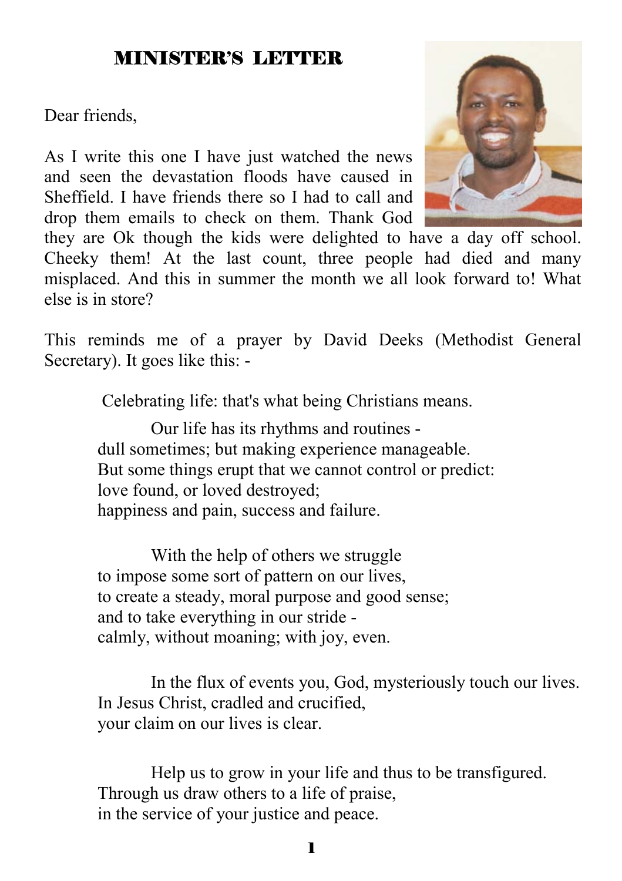## MINISTER'S LETTER

Dear friends,

As I write this one I have just watched the news and seen the devastation floods have caused in Sheffield. I have friends there so I had to call and drop them emails to check on them. Thank God they are Ok though the kids were delighted to have a day off school. Cheeky them! At the last count, three people had died and many misplaced. And this in summer the month we all look forward to! What else is in store?

This reminds me of a prayer by David Deeks (Methodist General Secretary). It goes like this: -

> Celebrating life: that's what being Christians means.
>
> Our life has its rhythms and routines -
> dull sometimes; but making experience manageable.
> But some things erupt that we cannot control or predict:
> love found, or loved destroyed;
> happiness and pain, success and failure.
>
> With the help of others we struggle
> to impose some sort of pattern on our lives,
> to create a steady, moral purpose and good sense;
> and to take everything in our stride -
> calmly, without moaning; with joy, even.
>
> In the flux of events you, God, mysteriously touch our lives.
> In Jesus Christ, cradled and crucified,
> your claim on our lives is clear.
>
> Help us to grow in your life and thus to be transfigured.
> Through us draw others to a life of praise,
> in the service of your justice and peace.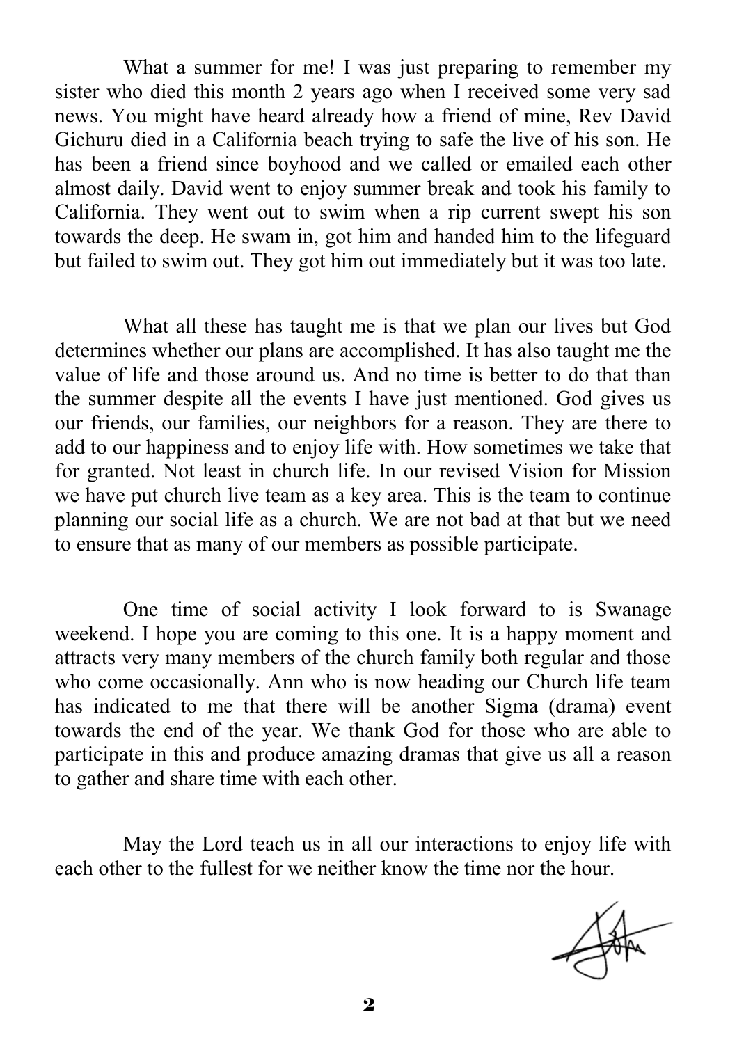What a summer for me! I was just preparing to remember my sister who died this month 2 years ago when I received some very sad news. You might have heard already how a friend of mine, Rev David Gichuru died in a California beach trying to safe the live of his son. He has been a friend since boyhood and we called or emailed each other almost daily. David went to enjoy summer break and took his family to California. They went out to swim when a rip current swept his son towards the deep. He swam in, got him and handed him to the lifeguard but failed to swim out. They got him out immediately but it was too late.

What all these has taught me is that we plan our lives but God determines whether our plans are accomplished. It has also taught me the value of life and those around us. And no time is better to do that than the summer despite all the events I have just mentioned. God gives us our friends, our families, our neighbors for a reason. They are there to add to our happiness and to enjoy life with. How sometimes we take that for granted. Not least in church life. In our revised Vision for Mission we have put church live team as a key area. This is the team to continue planning our social life as a church. We are not bad at that but we need to ensure that as many of our members as possible participate.

One time of social activity I look forward to is Swanage weekend. I hope you are coming to this one. It is a happy moment and attracts very many members of the church family both regular and those who come occasionally. Ann who is now heading our Church life team has indicated to me that there will be another Sigma (drama) event towards the end of the year. We thank God for those who are able to participate in this and produce amazing dramas that give us all a reason to gather and share time with each other.

May the Lord teach us in all our interactions to enjoy life with each other to the fullest for we neither know the time nor the hour.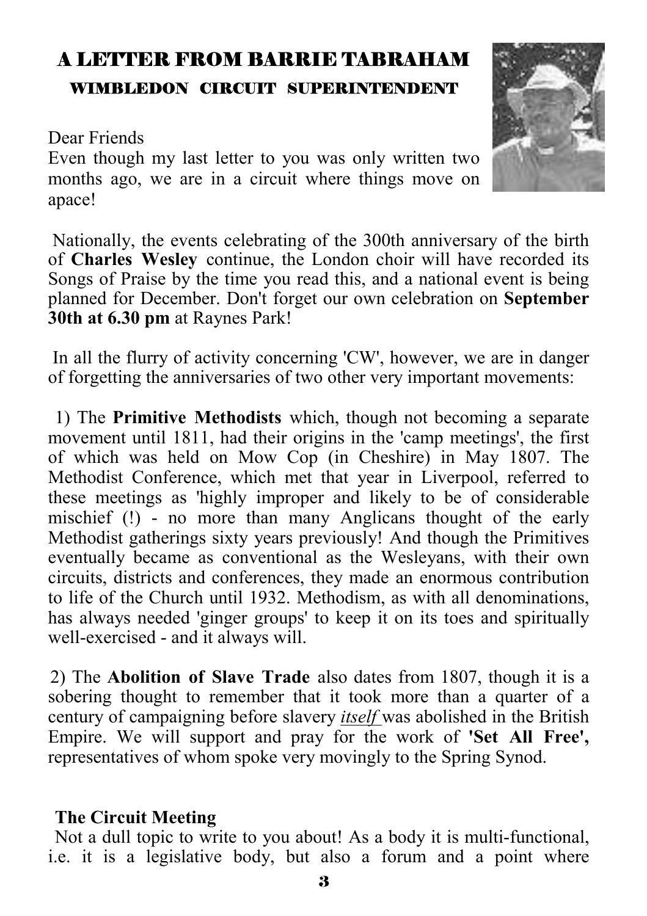# A LETTER FROM BARRIE TABRAHAM

## WIMBLEDON CIRCUIT SUPERINTENDENT

Dear Friends

Even though my last letter to you was only written two months ago, we are in a circuit where things move on apace!

Nationally, the events celebrating of the 300th anniversary of the birth of **Charles Wesley** continue, the London choir will have recorded its Songs of Praise by the time you read this, and a national event is being planned for December. Don't forget our own celebration on **September 30th at 6.30 pm** at Raynes Park!

In all the flurry of activity concerning 'CW', however, we are in danger of forgetting the anniversaries of two other very important movements:

1) The **Primitive Methodists** which, though not becoming a separate movement until 1811, had their origins in the 'camp meetings', the first of which was held on Mow Cop (in Cheshire) in May 1807. The Methodist Conference, which met that year in Liverpool, referred to these meetings as 'highly improper and likely to be of considerable mischief (!) - no more than many Anglicans thought of the early Methodist gatherings sixty years previously! And though the Primitives eventually became as conventional as the Wesleyans, with their own circuits, districts and conferences, they made an enormous contribution to life of the Church until 1932. Methodism, as with all denominations, has always needed 'ginger groups' to keep it on its toes and spiritually well-exercised - and it always will.

2) The **Abolition of Slave Trade** also dates from 1807, though it is a sobering thought to remember that it took more than a quarter of a century of campaigning before slavery ***itself*** was abolished in the British Empire. We will support and pray for the work of **'Set All Free',** representatives of whom spoke very movingly to the Spring Synod.

**The Circuit Meeting**

Not a dull topic to write to you about! As a body it is multi-functional, i.e. it is a legislative body, but also a forum and a point where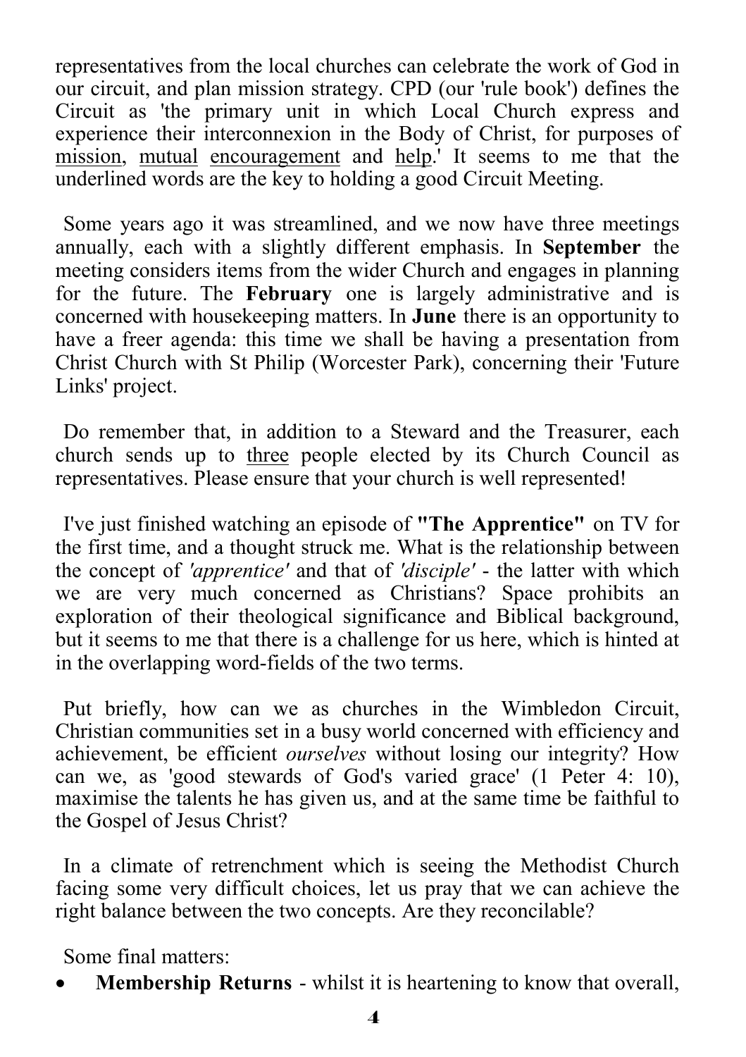representatives from the local churches can celebrate the work of God in our circuit, and plan mission strategy. CPD (our 'rule book') defines the Circuit as 'the primary unit in which Local Church express and experience their interconnexion in the Body of Christ, for purposes of <u>mission</u>, <u>mutual</u> <u>encouragement</u> and <u>help</u>.' It seems to me that the underlined words are the key to holding a good Circuit Meeting.

Some years ago it was streamlined, and we now have three meetings annually, each with a slightly different emphasis. In **September** the meeting considers items from the wider Church and engages in planning for the future. The **February** one is largely administrative and is concerned with housekeeping matters. In **June** there is an opportunity to have a freer agenda: this time we shall be having a presentation from Christ Church with St Philip (Worcester Park), concerning their 'Future Links' project.

Do remember that, in addition to a Steward and the Treasurer, each church sends up to <u>three</u> people elected by its Church Council as representatives. Please ensure that your church is well represented!

I've just finished watching an episode of **"The Apprentice"** on TV for the first time, and a thought struck me. What is the relationship between the concept of *'apprentice'* and that of *'disciple'* - the latter with which we are very much concerned as Christians? Space prohibits an exploration of their theological significance and Biblical background, but it seems to me that there is a challenge for us here, which is hinted at in the overlapping word-fields of the two terms.

Put briefly, how can we as churches in the Wimbledon Circuit, Christian communities set in a busy world concerned with efficiency and achievement, be efficient *ourselves* without losing our integrity? How can we, as 'good stewards of God's varied grace' (1 Peter 4: 10), maximise the talents he has given us, and at the same time be faithful to the Gospel of Jesus Christ?

In a climate of retrenchment which is seeing the Methodist Church facing some very difficult choices, let us pray that we can achieve the right balance between the two concepts. Are they reconcilable?

Some final matters:

- **Membership Returns** - whilst it is heartening to know that overall,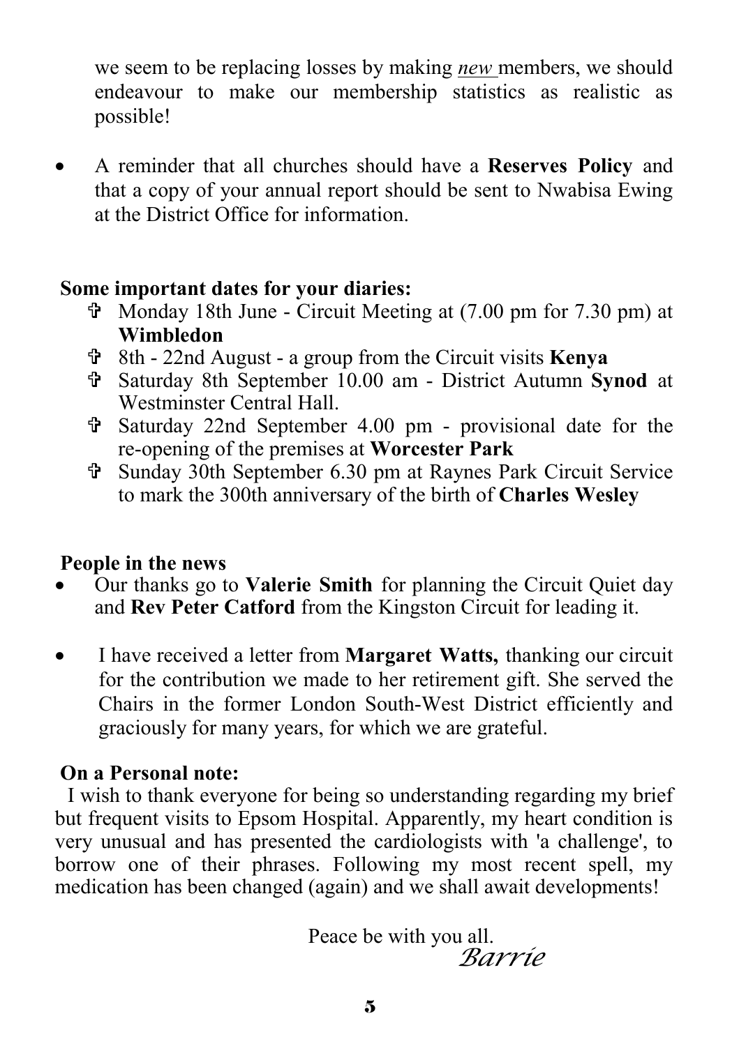we seem to be replacing losses by making *new* members, we should endeavour to make our membership statistics as realistic as possible!

- A reminder that all churches should have a **Reserves Policy** and that a copy of your annual report should be sent to Nwabisa Ewing at the District Office for information.

**Some important dates for your diaries:**

- ✞ Monday 18th June - Circuit Meeting at (7.00 pm for 7.30 pm) at **Wimbledon**
- ✞ 8th - 22nd August - a group from the Circuit visits **Kenya**
- ✞ Saturday 8th September 10.00 am - District Autumn **Synod** at Westminster Central Hall.
- ✞ Saturday 22nd September 4.00 pm - provisional date for the re-opening of the premises at **Worcester Park**
- ✞ Sunday 30th September 6.30 pm at Raynes Park Circuit Service to mark the 300th anniversary of the birth of **Charles Wesley**

**People in the news**

- Our thanks go to **Valerie Smith** for planning the Circuit Quiet day and **Rev Peter Catford** from the Kingston Circuit for leading it.
- I have received a letter from **Margaret Watts,** thanking our circuit for the contribution we made to her retirement gift. She served the Chairs in the former London South-West District efficiently and graciously for many years, for which we are grateful.

**On a Personal note:**

I wish to thank everyone for being so understanding regarding my brief but frequent visits to Epsom Hospital. Apparently, my heart condition is very unusual and has presented the cardiologists with 'a challenge', to borrow one of their phrases. Following my most recent spell, my medication has been changed (again) and we shall await developments!

Peace be with you all.

*Barrie*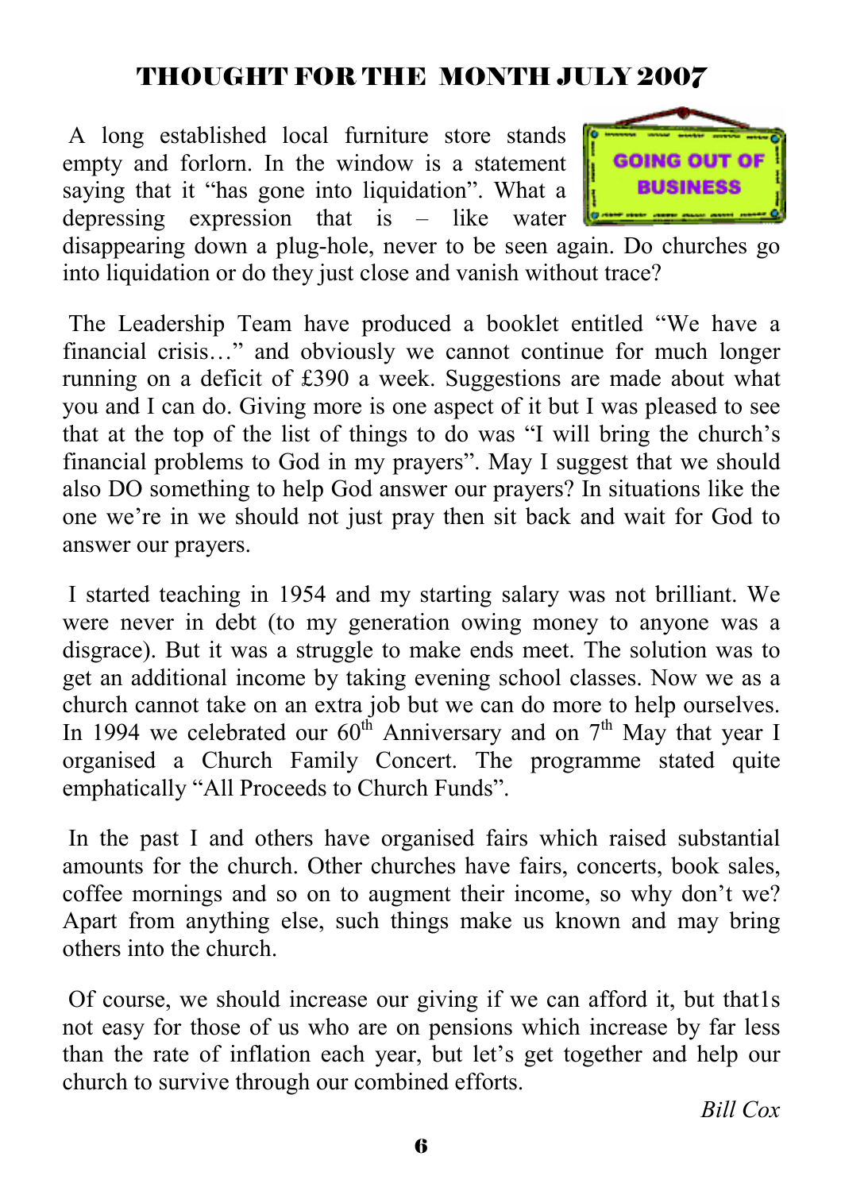# THOUGHT FOR THE MONTH JULY 2007

A long established local furniture store stands empty and forlorn. In the window is a statement saying that it "has gone into liquidation". What a depressing expression that is – like water disappearing down a plug-hole, never to be seen again. Do churches go into liquidation or do they just close and vanish without trace?

The Leadership Team have produced a booklet entitled "We have a financial crisis…" and obviously we cannot continue for much longer running on a deficit of £390 a week. Suggestions are made about what you and I can do. Giving more is one aspect of it but I was pleased to see that at the top of the list of things to do was "I will bring the church's financial problems to God in my prayers". May I suggest that we should also DO something to help God answer our prayers? In situations like the one we're in we should not just pray then sit back and wait for God to answer our prayers.

I started teaching in 1954 and my starting salary was not brilliant. We were never in debt (to my generation owing money to anyone was a disgrace). But it was a struggle to make ends meet. The solution was to get an additional income by taking evening school classes. Now we as a church cannot take on an extra job but we can do more to help ourselves. In 1994 we celebrated our 60th Anniversary and on 7th May that year I organised a Church Family Concert. The programme stated quite emphatically "All Proceeds to Church Funds".

In the past I and others have organised fairs which raised substantial amounts for the church. Other churches have fairs, concerts, book sales, coffee mornings and so on to augment their income, so why don't we? Apart from anything else, such things make us known and may bring others into the church.

Of course, we should increase our giving if we can afford it, but that1s not easy for those of us who are on pensions which increase by far less than the rate of inflation each year, but let's get together and help our church to survive through our combined efforts.

*Bill Cox*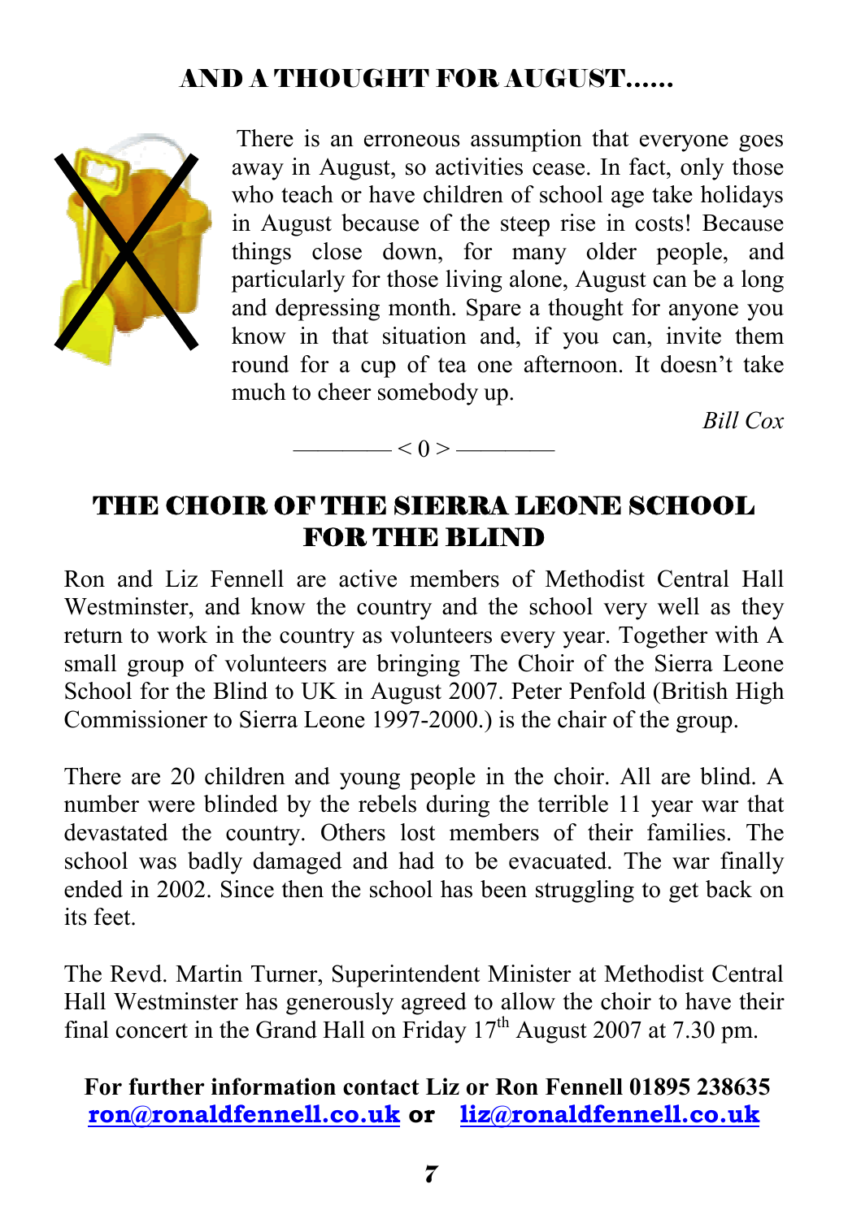## AND A THOUGHT FOR AUGUST......

There is an erroneous assumption that everyone goes away in August, so activities cease. In fact, only those who teach or have children of school age take holidays in August because of the steep rise in costs! Because things close down, for many older people, and particularly for those living alone, August can be a long and depressing month. Spare a thought for anyone you know in that situation and, if you can, invite them round for a cup of tea one afternoon. It doesn't take much to cheer somebody up.

*Bill Cox*

———— < 0 > ————

## THE CHOIR OF THE SIERRA LEONE SCHOOL FOR THE BLIND

Ron and Liz Fennell are active members of Methodist Central Hall Westminster, and know the country and the school very well as they return to work in the country as volunteers every year. Together with A small group of volunteers are bringing The Choir of the Sierra Leone School for the Blind to UK in August 2007. Peter Penfold (British High Commissioner to Sierra Leone 1997-2000.) is the chair of the group.

There are 20 children and young people in the choir. All are blind. A number were blinded by the rebels during the terrible 11 year war that devastated the country. Others lost members of their families. The school was badly damaged and had to be evacuated. The war finally ended in 2002. Since then the school has been struggling to get back on its feet.

The Revd. Martin Turner, Superintendent Minister at Methodist Central Hall Westminster has generously agreed to allow the choir to have their final concert in the Grand Hall on Friday 17th August 2007 at 7.30 pm.

**For further information contact Liz or Ron Fennell 01895 238635**
**ron@ronaldfennell.co.uk or liz@ronaldfennell.co.uk**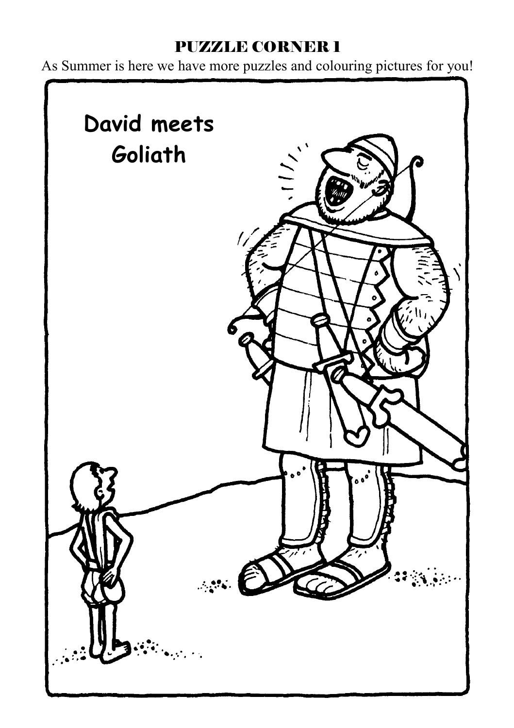# PUZZLE CORNER 1

As Summer is here we have more puzzles and colouring pictures for you!

David meets Goliath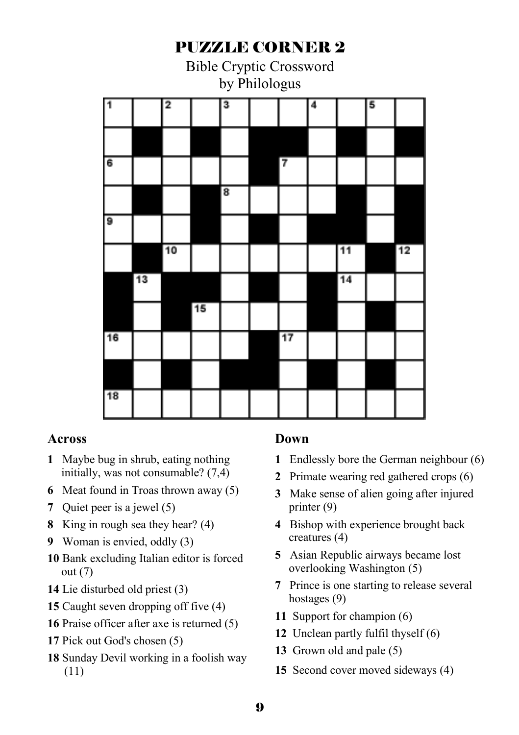# PUZZLE CORNER 2

Bible Cryptic Crossword
by Philologus

## Across

**1** Maybe bug in shrub, eating nothing initially, was not consumable? (7,4)

**6** Meat found in Troas thrown away (5)

**7** Quiet peer is a jewel (5)

**8** King in rough sea they hear? (4)

**9** Woman is envied, oddly (3)

**10** Bank excluding Italian editor is forced out (7)

**14** Lie disturbed old priest (3)

**15** Caught seven dropping off five (4)

**16** Praise officer after axe is returned (5)

**17** Pick out God's chosen (5)

**18** Sunday Devil working in a foolish way (11)

## Down

**1** Endlessly bore the German neighbour (6)

**2** Primate wearing red gathered crops (6)

**3** Make sense of alien going after injured printer (9)

**4** Bishop with experience brought back creatures (4)

**5** Asian Republic airways became lost overlooking Washington (5)

**7** Prince is one starting to release several hostages (9)

**11** Support for champion (6)

**12** Unclean partly fulfil thyself (6)

**13** Grown old and pale (5)

**15** Second cover moved sideways (4)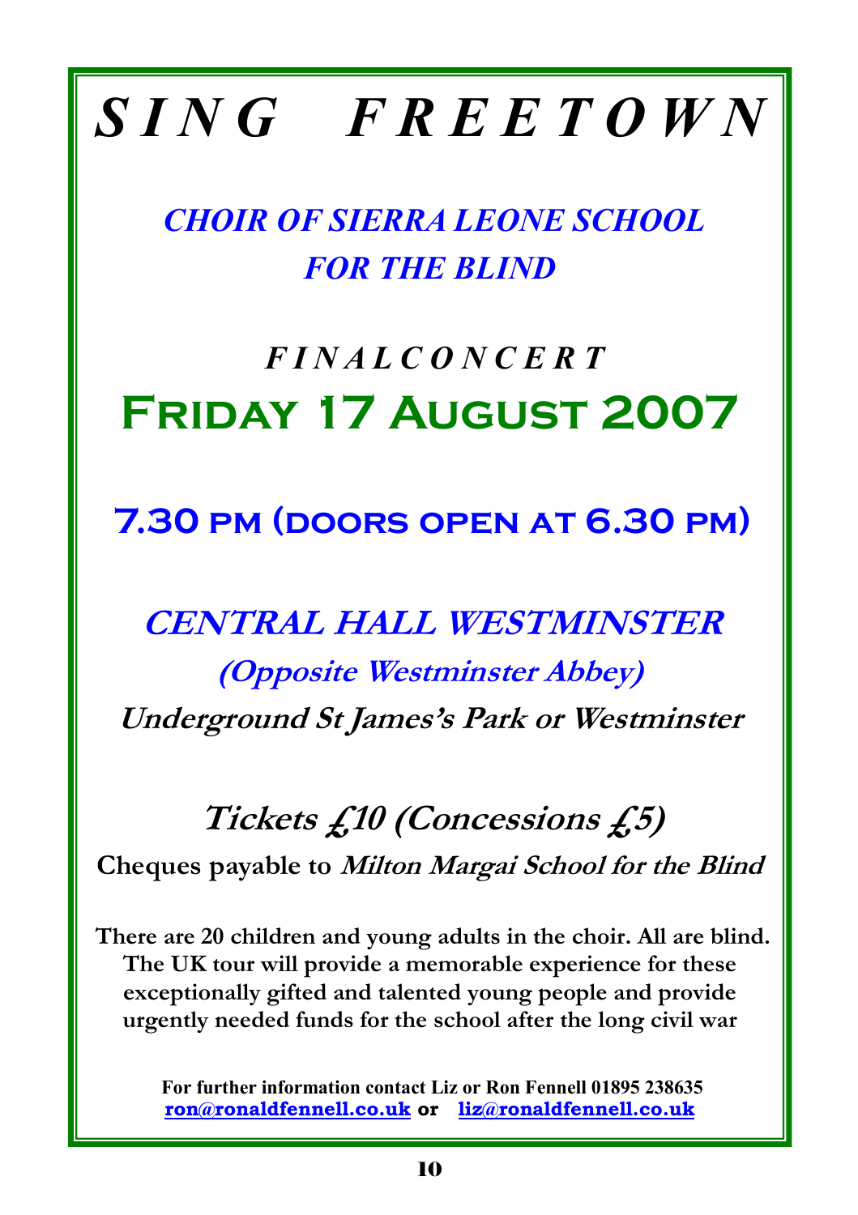# *SING FREETOWN*

## *CHOIR OF SIERRA LEONE SCHOOL FOR THE BLIND*

### *FINAL CONCERT*

## FRIDAY 17 AUGUST 2007

### 7.30 PM (DOORS OPEN AT 6.30 PM)

### *CENTRAL HALL WESTMINSTER*

***(Opposite Westminster Abbey)***

***Underground St James's Park or Westminster***

### *Tickets £10 (Concessions £5)*

**Cheques payable to *Milton Margai School for the Blind***

**There are 20 children and young adults in the choir. All are blind. The UK tour will provide a memorable experience for these exceptionally gifted and talented young people and provide urgently needed funds for the school after the long civil war**

**For further information contact Liz or Ron Fennell 01895 238635**
**ron@ronaldfennell.co.uk or liz@ronaldfennell.co.uk**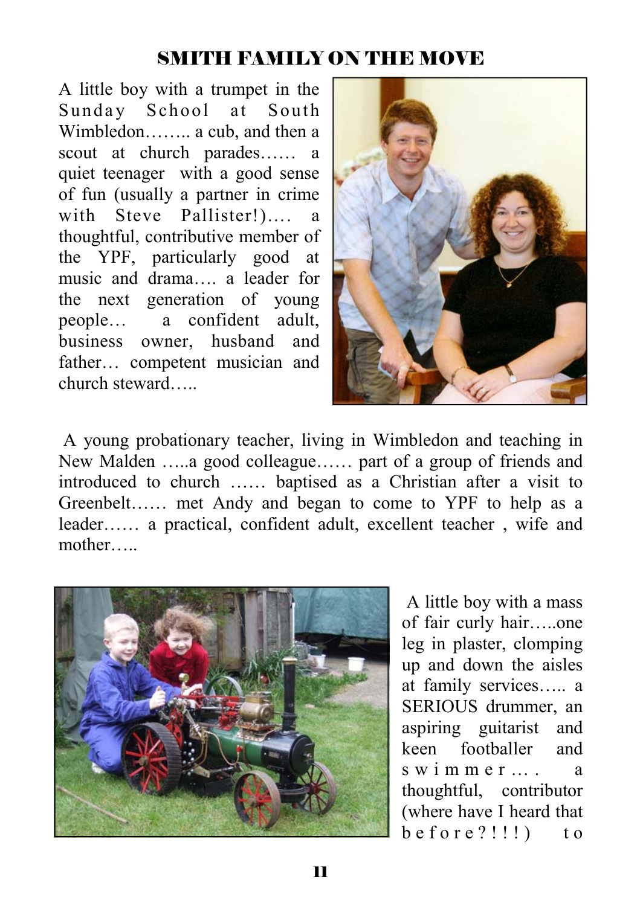## SMITH FAMILY ON THE MOVE

A little boy with a trumpet in the Sunday School at South Wimbledon…….. a cub, and then a scout at church parades…… a quiet teenager with a good sense of fun (usually a partner in crime with Steve Pallister!)…. a thoughtful, contributive member of the YPF, particularly good at music and drama…. a leader for the next generation of young people… a confident adult, business owner, husband and father… competent musician and church steward…..

A young probationary teacher, living in Wimbledon and teaching in New Malden …..a good colleague…… part of a group of friends and introduced to church …… baptised as a Christian after a visit to Greenbelt…… met Andy and began to come to YPF to help as a leader…… a practical, confident adult, excellent teacher , wife and mother…..

A little boy with a mass of fair curly hair…..one leg in plaster, clomping up and down the aisles at family services….. a SERIOUS drummer, an aspiring guitarist and keen footballer and swimmer…. a thoughtful, contributor (where have I heard that before?!!!) to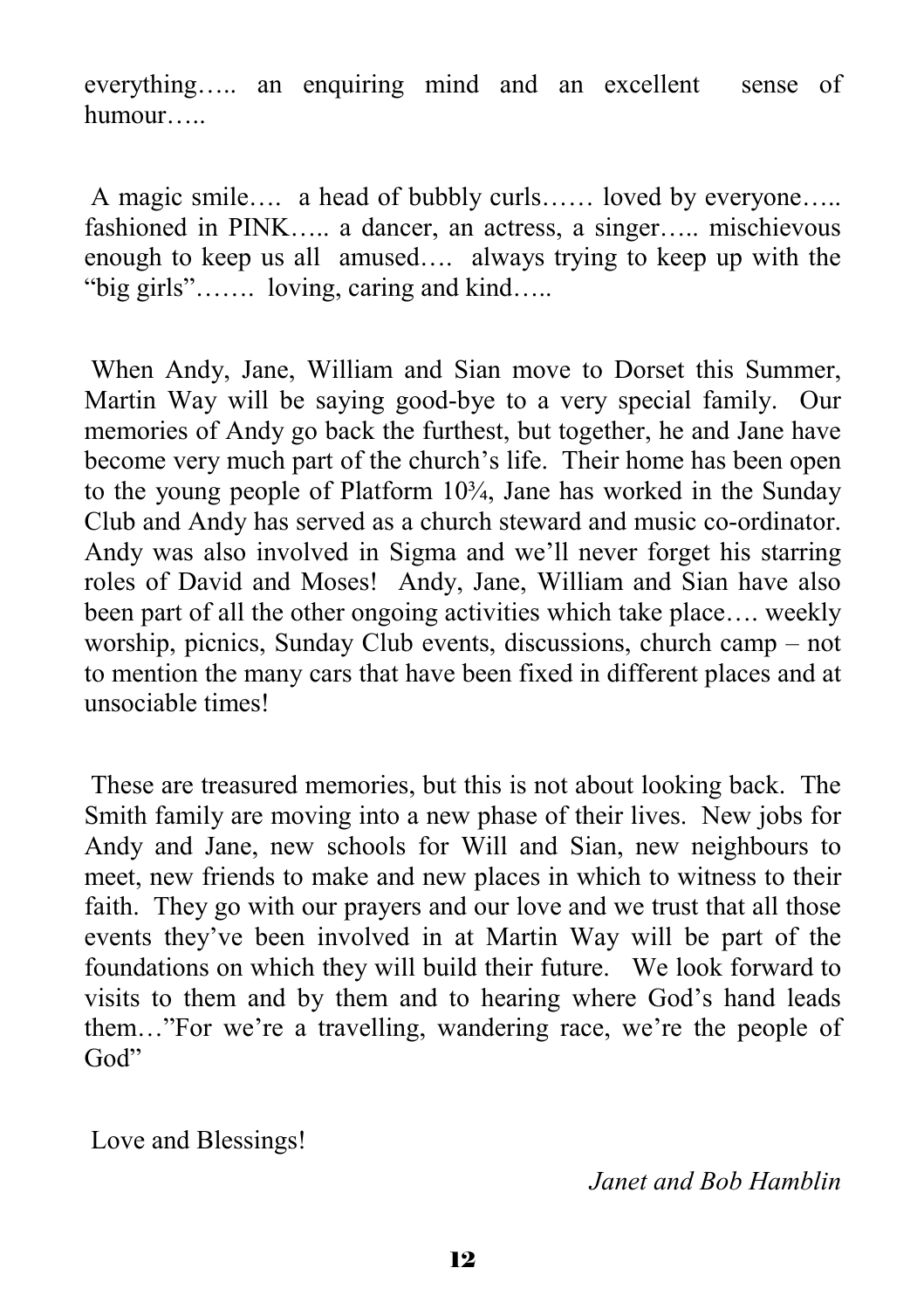everything….. an enquiring mind and an excellent sense of humour…..

A magic smile…. a head of bubbly curls…… loved by everyone….. fashioned in PINK….. a dancer, an actress, a singer….. mischievous enough to keep us all amused…. always trying to keep up with the "big girls"……. loving, caring and kind…..

When Andy, Jane, William and Sian move to Dorset this Summer, Martin Way will be saying good-bye to a very special family. Our memories of Andy go back the furthest, but together, he and Jane have become very much part of the church's life. Their home has been open to the young people of Platform 10¾, Jane has worked in the Sunday Club and Andy has served as a church steward and music co-ordinator. Andy was also involved in Sigma and we'll never forget his starring roles of David and Moses! Andy, Jane, William and Sian have also been part of all the other ongoing activities which take place…. weekly worship, picnics, Sunday Club events, discussions, church camp – not to mention the many cars that have been fixed in different places and at unsociable times!

These are treasured memories, but this is not about looking back. The Smith family are moving into a new phase of their lives. New jobs for Andy and Jane, new schools for Will and Sian, new neighbours to meet, new friends to make and new places in which to witness to their faith. They go with our prayers and our love and we trust that all those events they've been involved in at Martin Way will be part of the foundations on which they will build their future. We look forward to visits to them and by them and to hearing where God's hand leads them…"For we're a travelling, wandering race, we're the people of God"

Love and Blessings!

*Janet and Bob Hamblin*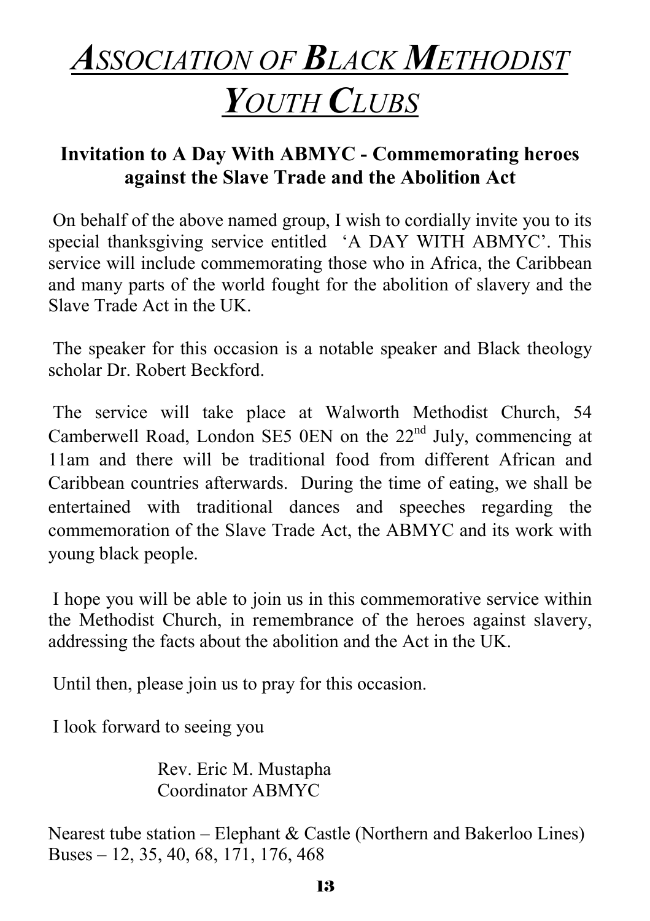# ASSOCIATION OF BLACK METHODIST YOUTH CLUBS

### Invitation to A Day With ABMYC - Commemorating heroes against the Slave Trade and the Abolition Act

On behalf of the above named group, I wish to cordially invite you to its special thanksgiving service entitled 'A DAY WITH ABMYC'. This service will include commemorating those who in Africa, the Caribbean and many parts of the world fought for the abolition of slavery and the Slave Trade Act in the UK.

The speaker for this occasion is a notable speaker and Black theology scholar Dr. Robert Beckford.

The service will take place at Walworth Methodist Church, 54 Camberwell Road, London SE5 0EN on the 22nd July, commencing at 11am and there will be traditional food from different African and Caribbean countries afterwards. During the time of eating, we shall be entertained with traditional dances and speeches regarding the commemoration of the Slave Trade Act, the ABMYC and its work with young black people.

I hope you will be able to join us in this commemorative service within the Methodist Church, in remembrance of the heroes against slavery, addressing the facts about the abolition and the Act in the UK.

Until then, please join us to pray for this occasion.

I look forward to seeing you

Rev. Eric M. Mustapha
Coordinator ABMYC

Nearest tube station – Elephant & Castle (Northern and Bakerloo Lines)
Buses – 12, 35, 40, 68, 171, 176, 468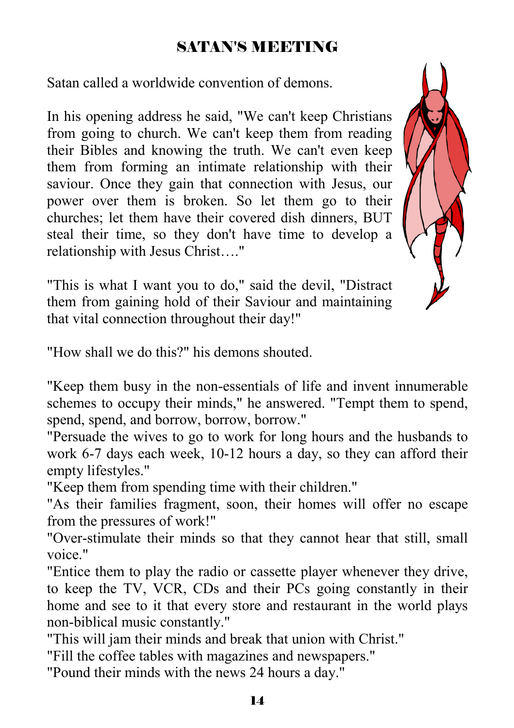## SATAN'S MEETING

Satan called a worldwide convention of demons.

In his opening address he said, "We can't keep Christians from going to church. We can't keep them from reading their Bibles and knowing the truth. We can't even keep them from forming an intimate relationship with their saviour. Once they gain that connection with Jesus, our power over them is broken. So let them go to their churches; let them have their covered dish dinners, BUT steal their time, so they don't have time to develop a relationship with Jesus Christ…."

"This is what I want you to do," said the devil, "Distract them from gaining hold of their Saviour and maintaining that vital connection throughout their day!"

"How shall we do this?" his demons shouted.

"Keep them busy in the non-essentials of life and invent innumerable schemes to occupy their minds," he answered. "Tempt them to spend, spend, spend, and borrow, borrow, borrow."

"Persuade the wives to go to work for long hours and the husbands to work 6-7 days each week, 10-12 hours a day, so they can afford their empty lifestyles."

"Keep them from spending time with their children."

"As their families fragment, soon, their homes will offer no escape from the pressures of work!"

"Over-stimulate their minds so that they cannot hear that still, small voice."

"Entice them to play the radio or cassette player whenever they drive, to keep the TV, VCR, CDs and their PCs going constantly in their home and see to it that every store and restaurant in the world plays non-biblical music constantly."

"This will jam their minds and break that union with Christ."

"Fill the coffee tables with magazines and newspapers."

"Pound their minds with the news 24 hours a day."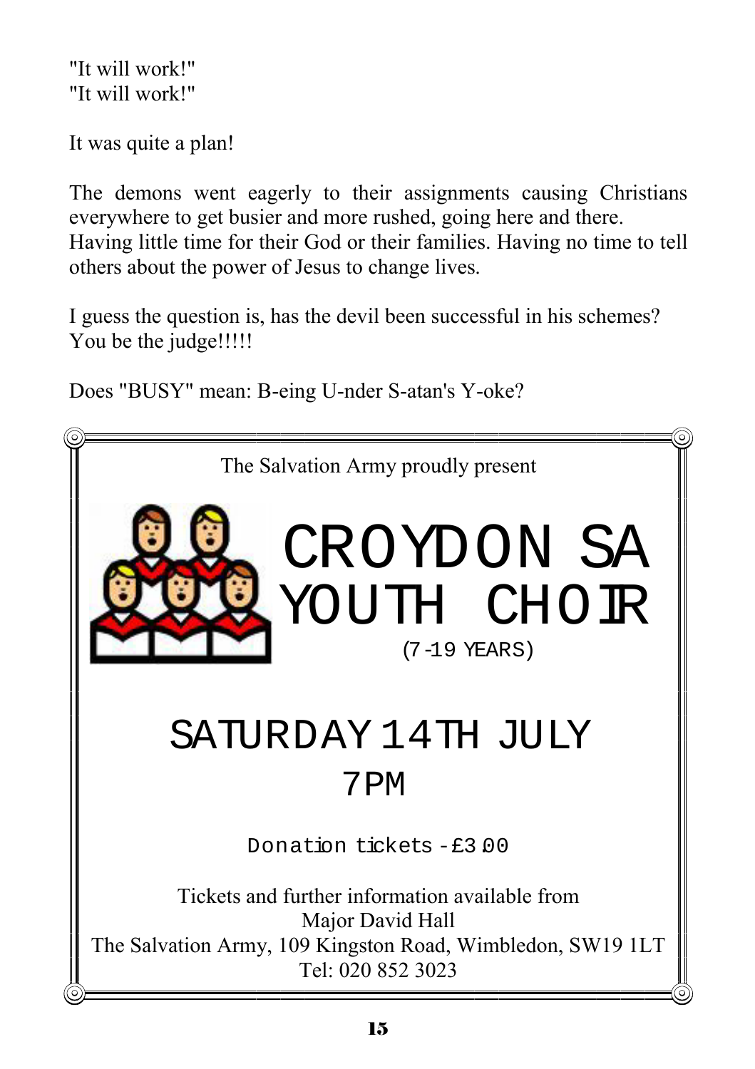"It will work!"
"It will work!"

It was quite a plan!

The demons went eagerly to their assignments causing Christians everywhere to get busier and more rushed, going here and there. Having little time for their God or their families. Having no time to tell others about the power of Jesus to change lives.

I guess the question is, has the devil been successful in his schemes? You be the judge!!!!!

Does "BUSY" mean: B-eing U-nder S-atan's Y-oke?

---

The Salvation Army proudly present

# CROYDON SA YOUTH CHOIR

(7-19 YEARS)

## SATURDAY 14TH JULY
## 7PM

Donation tickets - £3.00

Tickets and further information available from
Major David Hall
The Salvation Army, 109 Kingston Road, Wimbledon, SW19 1LT
Tel: 020 852 3023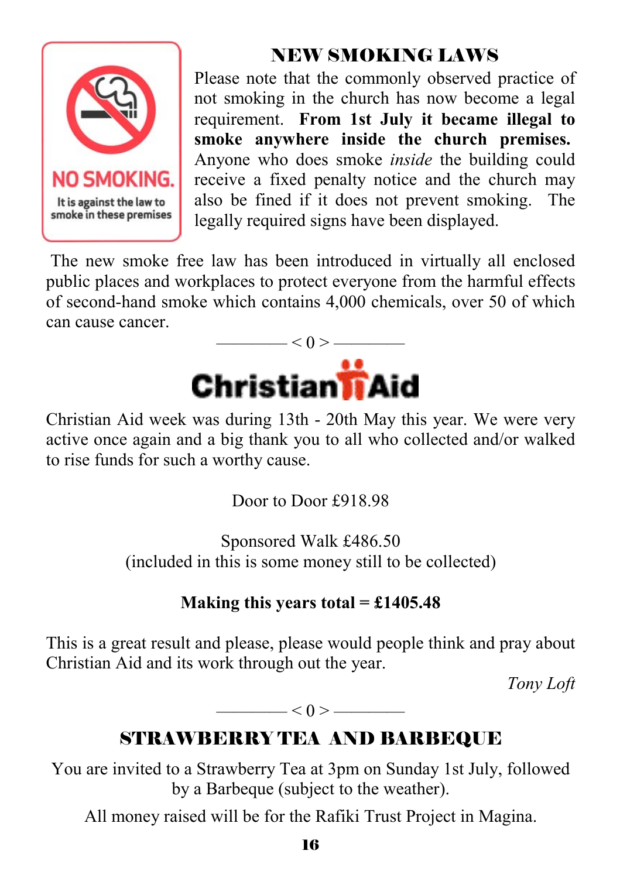NO SMOKING.

It is against the law to smoke in these premises

## NEW SMOKING LAWS

Please note that the commonly observed practice of not smoking in the church has now become a legal requirement. **From 1st July it became illegal to smoke anywhere inside the church premises.** Anyone who does smoke *inside* the building could receive a fixed penalty notice and the church may also be fined if it does not prevent smoking. The legally required signs have been displayed.

The new smoke free law has been introduced in virtually all enclosed public places and workplaces to protect everyone from the harmful effects of second-hand smoke which contains 4,000 chemicals, over 50 of which can cause cancer.

———— < 0 > ————

## Christian Aid

Christian Aid week was during 13th - 20th May this year. We were very active once again and a big thank you to all who collected and/or walked to rise funds for such a worthy cause.

Door to Door £918.98

Sponsored Walk £486.50
(included in this is some money still to be collected)

**Making this years total = £1405.48**

This is a great result and please, please would people think and pray about Christian Aid and its work through out the year.

*Tony Loft*

———— < 0 > ————

## STRAWBERRY TEA AND BARBEQUE

You are invited to a Strawberry Tea at 3pm on Sunday 1st July, followed by a Barbeque (subject to the weather).

All money raised will be for the Rafiki Trust Project in Magina.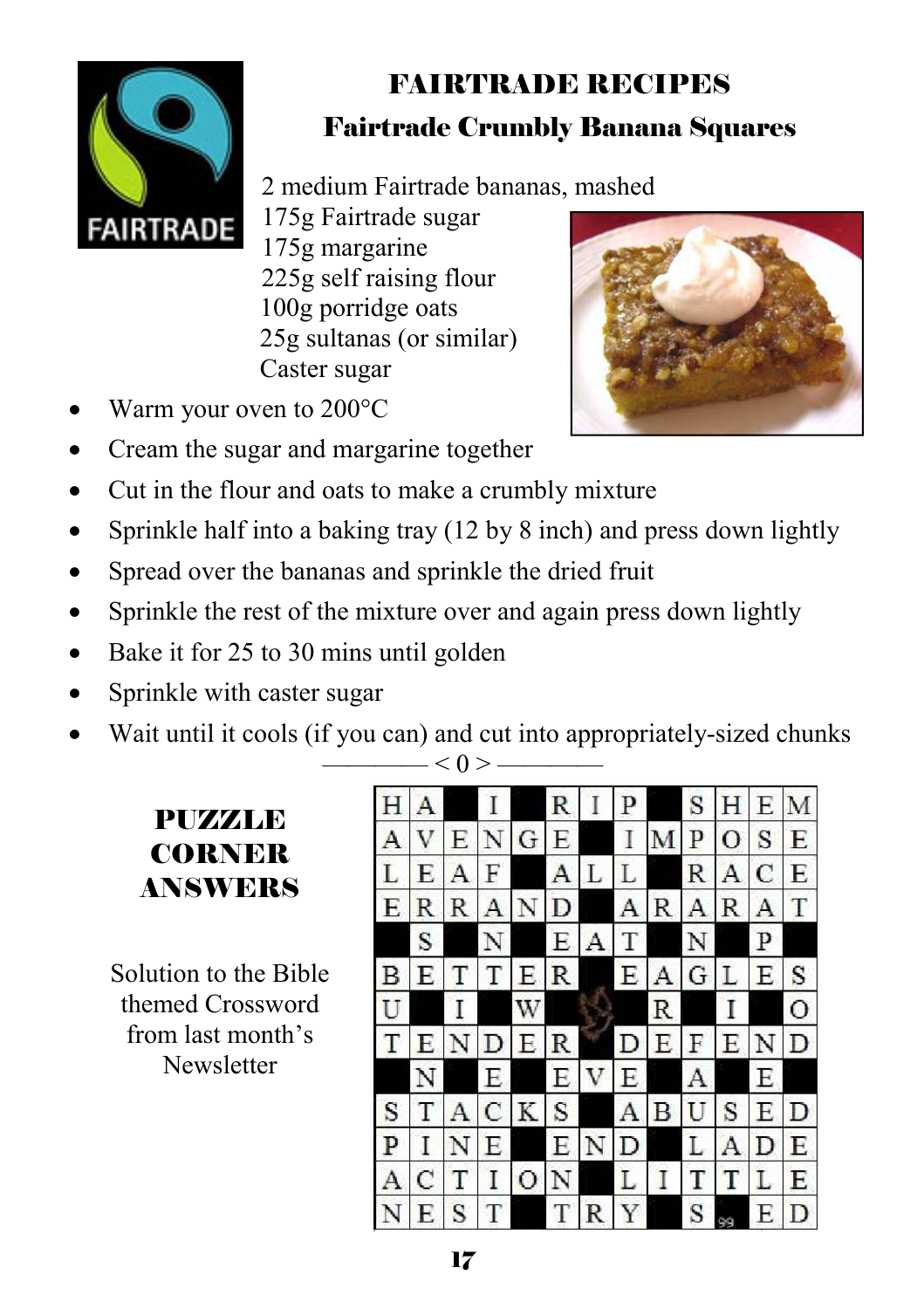# FAIRTRADE RECIPES

## Fairtrade Crumbly Banana Squares

2 medium Fairtrade bananas, mashed
175g Fairtrade sugar
175g margarine
225g self raising flour
100g porridge oats
25g sultanas (or similar)
Caster sugar

- Warm your oven to 200°C
- Cream the sugar and margarine together
- Cut in the flour and oats to make a crumbly mixture
- Sprinkle half into a baking tray (12 by 8 inch) and press down lightly
- Spread over the bananas and sprinkle the dried fruit
- Sprinkle the rest of the mixture over and again press down lightly
- Bake it for 25 to 30 mins until golden
- Sprinkle with caster sugar
- Wait until it cools (if you can) and cut into appropriately-sized chunks

———— < 0 > ————

# PUZZLE CORNER ANSWERS

Solution to the Bible themed Crossword from last month's Newsletter

| H | A | | I | | R | I | P | | S | H | E | M |
|---|---|---|---|---|---|---|---|---|---|---|---|---|
| A | V | E | N | G | E | | I | M | P | O | S | E |
| L | E | A | F | | A | L | L | | R | A | C | E |
| E | R | R | A | N | D | | A | R | A | R | A | T |
| | S | | N | | E | A | T | | N | | P | |
| B | E | T | T | E | R | | E | A | G | L | E | S |
| U | | I | | W | | | | R | | I | | O |
| T | E | N | D | E | R | | D | E | F | E | N | D |
| | N | | E | | E | V | E | | A | | E | |
| S | T | A | C | K | S | | A | B | U | S | E | D |
| P | I | N | E | | E | N | D | | L | A | D | E |
| A | C | T | I | O | N | | L | I | T | T | L | E |
| N | E | S | T | | T | R | Y | | S | | E | D |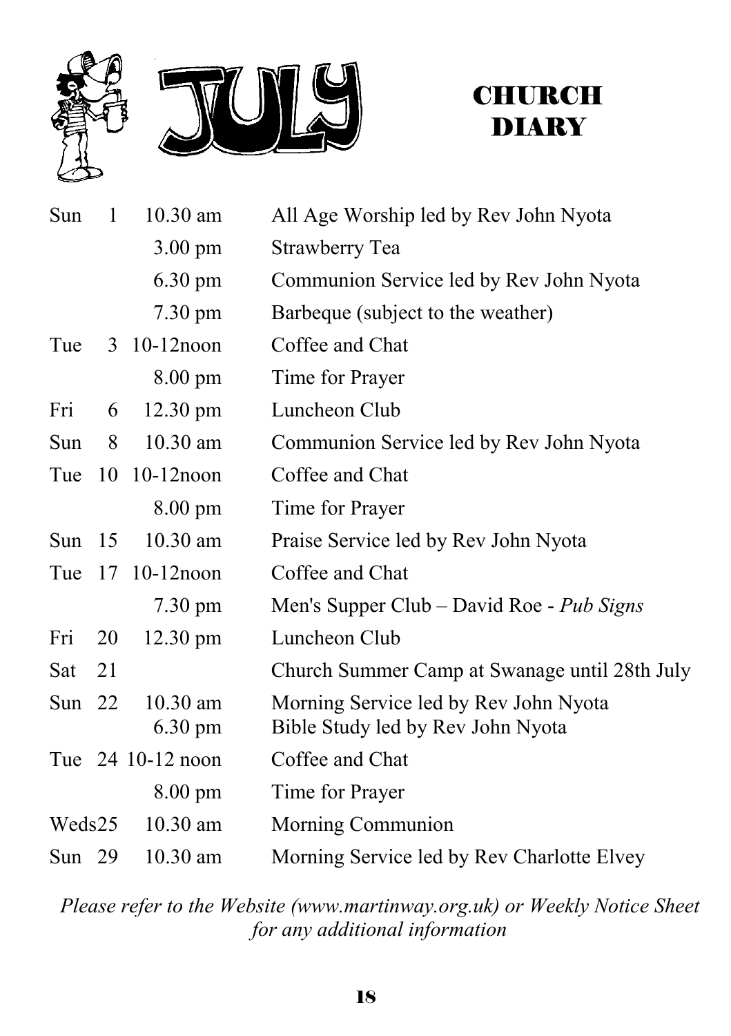# JULY CHURCH DIARY

| Day | Date | Time | Event |
|---|---|---|---|
| Sun | 1 | 10.30 am | All Age Worship led by Rev John Nyota |
| | | 3.00 pm | Strawberry Tea |
| | | 6.30 pm | Communion Service led by Rev John Nyota |
| | | 7.30 pm | Barbeque (subject to the weather) |
| Tue | 3 | 10-12noon | Coffee and Chat |
| | | 8.00 pm | Time for Prayer |
| Fri | 6 | 12.30 pm | Luncheon Club |
| Sun | 8 | 10.30 am | Communion Service led by Rev John Nyota |
| Tue | 10 | 10-12noon | Coffee and Chat |
| | | 8.00 pm | Time for Prayer |
| Sun | 15 | 10.30 am | Praise Service led by Rev John Nyota |
| Tue | 17 | 10-12noon | Coffee and Chat |
| | | 7.30 pm | Men's Supper Club – David Roe - *Pub Signs* |
| Fri | 20 | 12.30 pm | Luncheon Club |
| Sat | 21 | | Church Summer Camp at Swanage until 28th July |
| Sun | 22 | 10.30 am | Morning Service led by Rev John Nyota |
| | | 6.30 pm | Bible Study led by Rev John Nyota |
| Tue | 24 | 10-12 noon | Coffee and Chat |
| | | 8.00 pm | Time for Prayer |
| Weds | 25 | 10.30 am | Morning Communion |
| Sun | 29 | 10.30 am | Morning Service led by Rev Charlotte Elvey |

*Please refer to the Website (www.martinway.org.uk) or Weekly Notice Sheet for any additional information*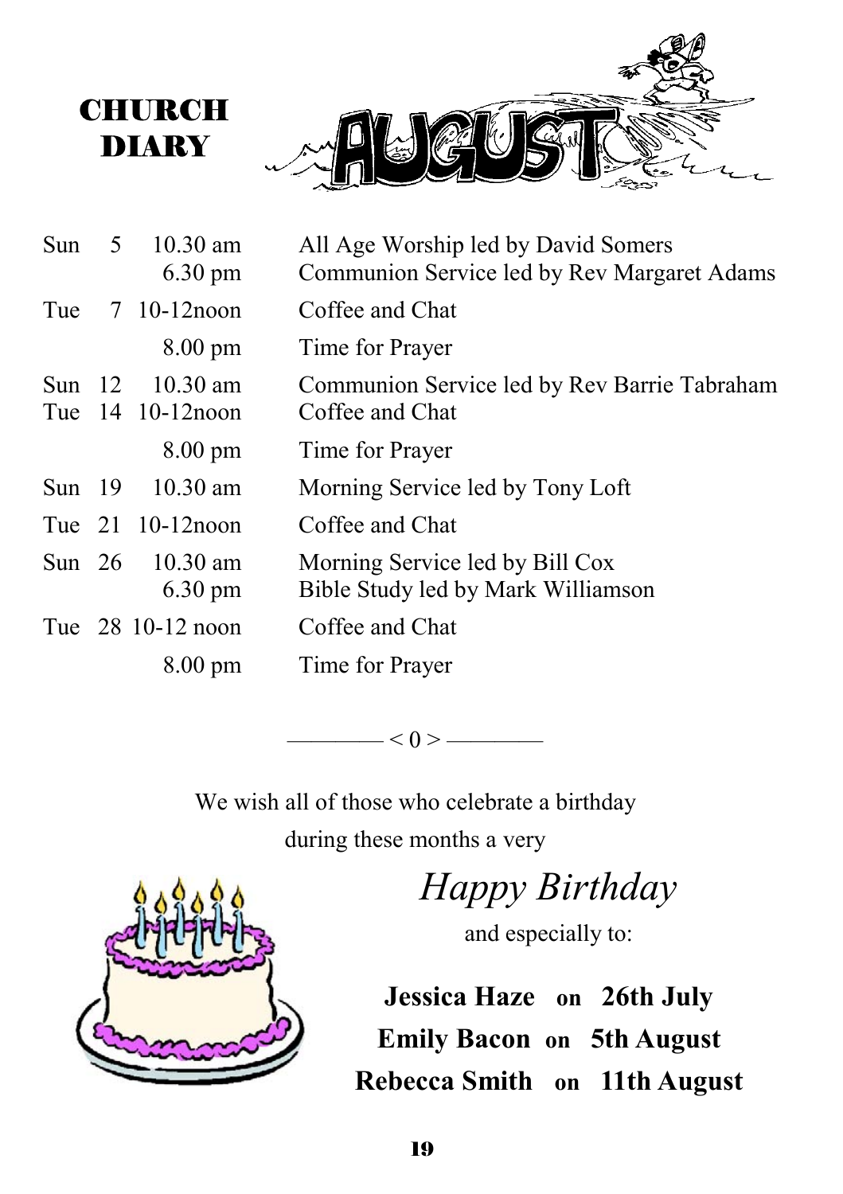# CHURCH DIARY

## AUGUST

| Day | Date | Time | Event |
|---|---|---|---|
| Sun | 5 | 10.30 am | All Age Worship led by David Somers |
| | | 6.30 pm | Communion Service led by Rev Margaret Adams |
| Tue | 7 | 10-12noon | Coffee and Chat |
| | | 8.00 pm | Time for Prayer |
| Sun | 12 | 10.30 am | Communion Service led by Rev Barrie Tabraham |
| Tue | 14 | 10-12noon | Coffee and Chat |
| | | 8.00 pm | Time for Prayer |
| Sun | 19 | 10.30 am | Morning Service led by Tony Loft |
| Tue | 21 | 10-12noon | Coffee and Chat |
| Sun | 26 | 10.30 am | Morning Service led by Bill Cox |
| | | 6.30 pm | Bible Study led by Mark Williamson |
| Tue | 28 | 10-12 noon | Coffee and Chat |
| | | 8.00 pm | Time for Prayer |

———— < 0 > ————

We wish all of those who celebrate a birthday during these months a very

*Happy Birthday*

and especially to:

**Jessica Haze** on **26th July**
**Emily Bacon** on **5th August**
**Rebecca Smith** on **11th August**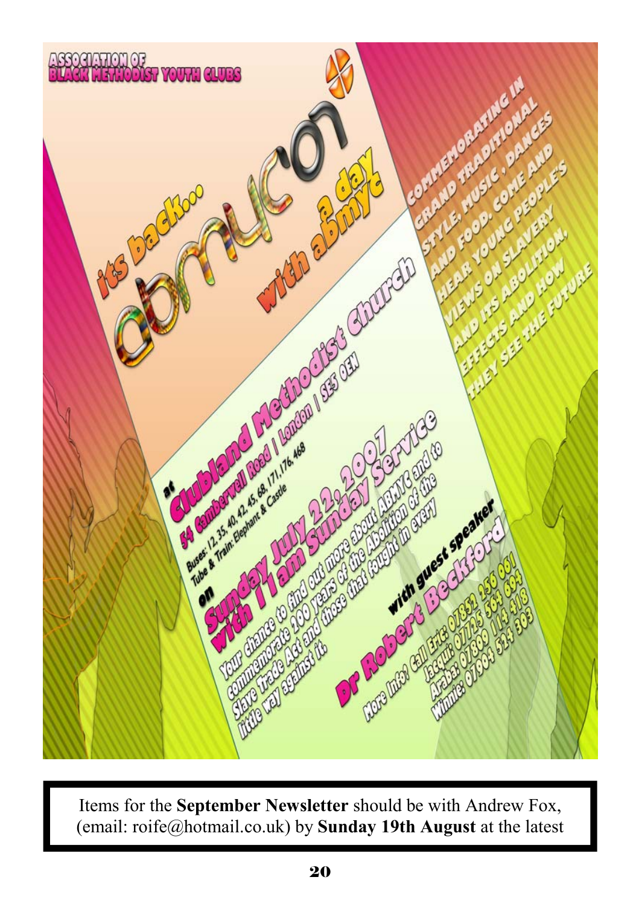ASSOCIATION OF BLACK METHODIST YOUTH CLUBS

its back...

**abmycon**

with abmyc a day

at **Clubland Methodist Church**

54 Camberwell Road | London | SE5 0EN

Buses: 12, 35, 40, 42, 45, 68, 171, 176, 468

Tube & Train: Elephant & Castle

on **Sunday July 22, 2007 with 11am Sunday Service**

Your chance to find out more about ABMYC and to commemorate 200 years of the Abolition of the Slave Trade Act and those that fought in every little way against it.

with guest speaker **Dr Robert Beckford**

COMMEMORATING IN GRAND TRADITIONAL STYLE, MUSIC, DANCES AND FOOD. COME AND HEAR YOUNG PEOPLE'S VIEWS ON SLAVERY AND ITS ABOLITION, EFFECTS AND HOW THEY SEE THE FUTURE

More Info? Call Eric: 07852 256 061
Jacqui: 07725 564 694
Araba: 07809 114 418
Winnie: 07904 524 303

Items for the **September Newsletter** should be with Andrew Fox, (email: roife@hotmail.co.uk) by **Sunday 19th August** at the latest